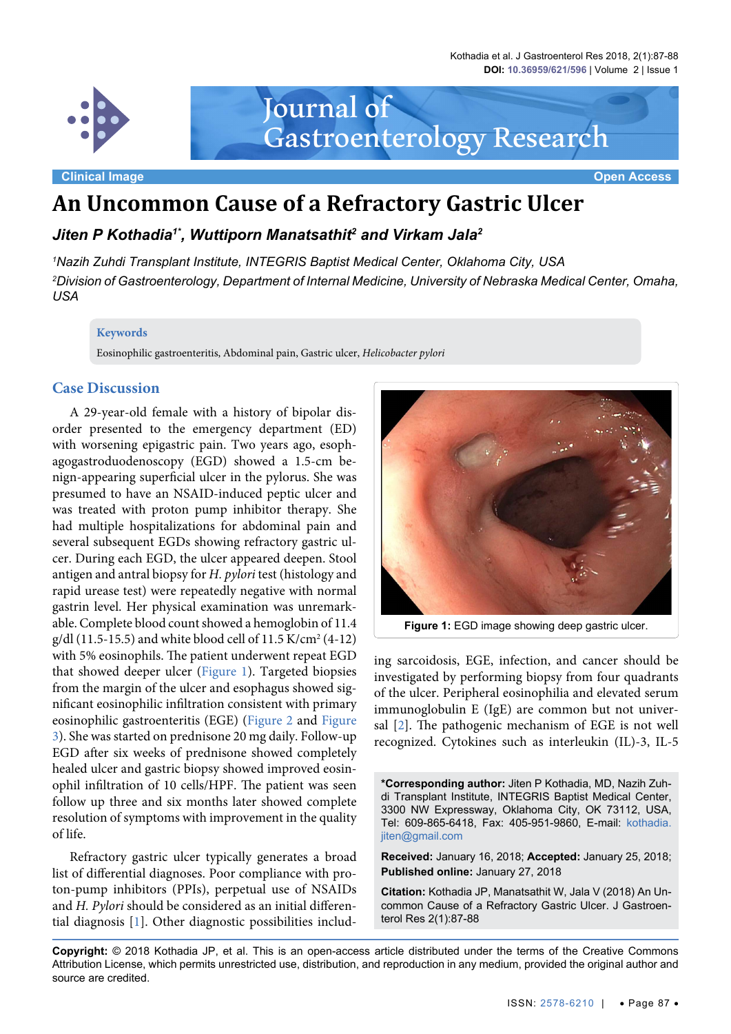Clinical Image | Open Access

# An Uncommon Cause of a Refractory Gastric Ulcer

***Jiten P Kothadia[1*], Wuttiporn Manatsathit[2] and Virkam Jala[2]***

*[1]Nazih Zuhdi Transplant Institute, INTEGRIS Baptist Medical Center, Oklahoma City, USA*

*[2]Division of Gastroenterology, Department of Internal Medicine, University of Nebraska Medical Center, Omaha, USA*

**Keywords**

Eosinophilic gastroenteritis, Abdominal pain, Gastric ulcer, *Helicobacter pylori*

## Case Discussion

A 29-year-old female with a history of bipolar disorder presented to the emergency department (ED) with worsening epigastric pain. Two years ago, esophagogastroduodenoscopy (EGD) showed a 1.5-cm benign-appearing superficial ulcer in the pylorus. She was presumed to have an NSAID-induced peptic ulcer and was treated with proton pump inhibitor therapy. She had multiple hospitalizations for abdominal pain and several subsequent EGDs showing refractory gastric ulcer. During each EGD, the ulcer appeared deepen. Stool antigen and antral biopsy for *H. pylori* test (histology and rapid urease test) were repeatedly negative with normal gastrin level. Her physical examination was unremarkable. Complete blood count showed a hemoglobin of 11.4 g/dl (11.5-15.5) and white blood cell of 11.5 K/cm$^2$ (4-12) with 5% eosinophils. The patient underwent repeat EGD that showed deeper ulcer (Figure 1). Targeted biopsies from the margin of the ulcer and esophagus showed significant eosinophilic infiltration consistent with primary eosinophilic gastroenteritis (EGE) (Figure 2 and Figure 3). She was started on prednisone 20 mg daily. Follow-up EGD after six weeks of prednisone showed completely healed ulcer and gastric biopsy showed improved eosinophil infiltration of 10 cells/HPF. The patient was seen follow up three and six months later showed complete resolution of symptoms with improvement in the quality of life.

**Figure 1:** EGD image showing deep gastric ulcer.

Refractory gastric ulcer typically generates a broad list of differential diagnoses. Poor compliance with proton-pump inhibitors (PPIs), perpetual use of NSAIDs and *H. Pylori* should be considered as an initial differential diagnosis [1]. Other diagnostic possibilities including sarcoidosis, EGE, infection, and cancer should be investigated by performing biopsy from four quadrants of the ulcer. Peripheral eosinophilia and elevated serum immunoglobulin E (IgE) are common but not universal [2]. The pathogenic mechanism of EGE is not well recognized. Cytokines such as interleukin (IL)-3, IL-5

**\*Corresponding author:** Jiten P Kothadia, MD, Nazih Zuhdi Transplant Institute, INTEGRIS Baptist Medical Center, 3300 NW Expressway, Oklahoma City, OK 73112, USA, Tel: 609-865-6418, Fax: 405-951-9860, E-mail: kothadia.jiten@gmail.com

**Received:** January 16, 2018; **Accepted:** January 25, 2018; **Published online:** January 27, 2018

**Citation:** Kothadia JP, Manatsathit W, Jala V (2018) An Uncommon Cause of a Refractory Gastric Ulcer. J Gastroenterol Res 2(1):87-88

**Copyright:** © 2018 Kothadia JP, et al. This is an open-access article distributed under the terms of the Creative Commons Attribution License, which permits unrestricted use, distribution, and reproduction in any medium, provided the original author and source are credited.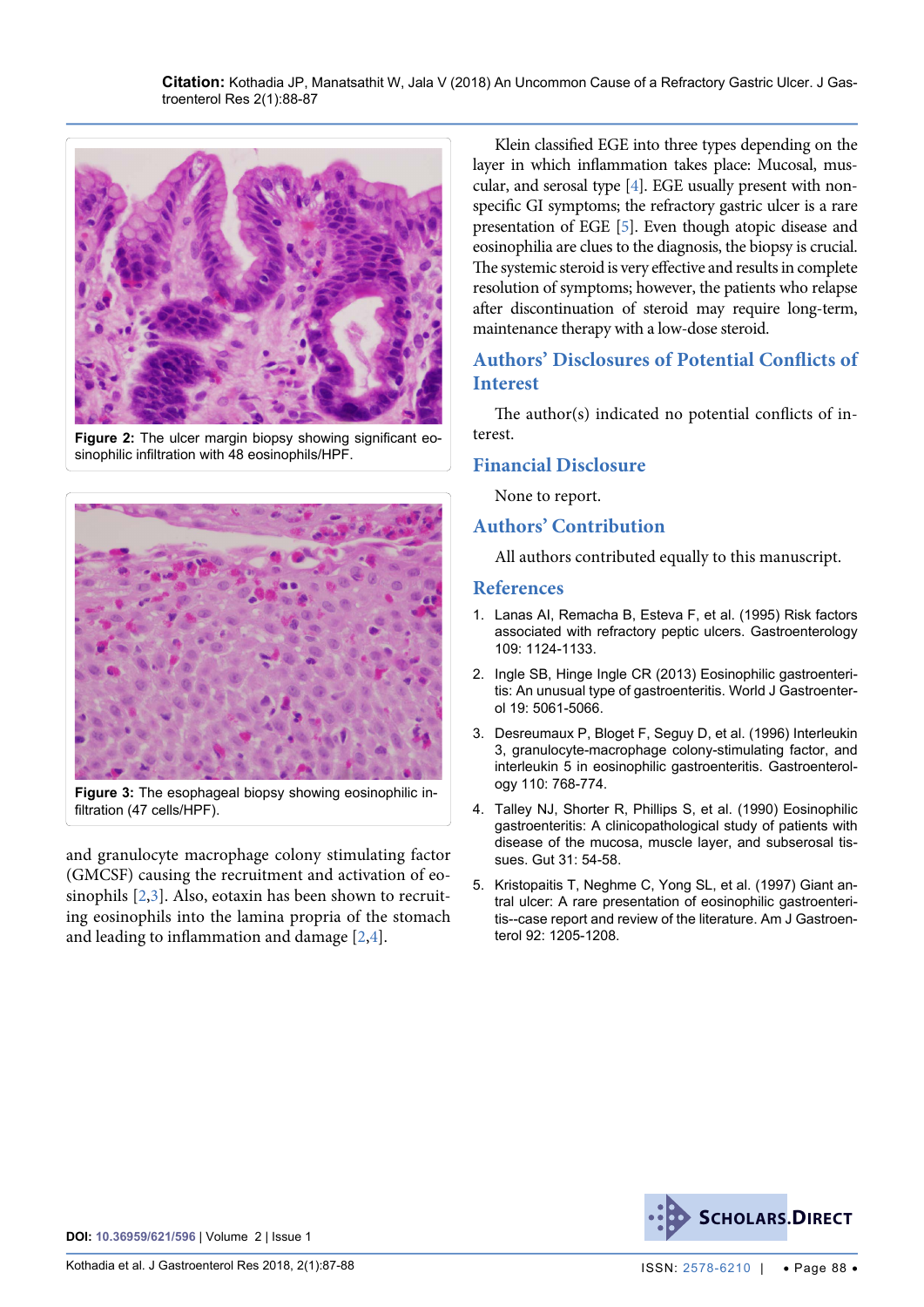Figure 2: The ulcer margin biopsy showing significant eosinophilic infiltration with 48 eosinophils/HPF.

Figure 3: The esophageal biopsy showing eosinophilic infiltration (47 cells/HPF).

and granulocyte macrophage colony stimulating factor (GMCSF) causing the recruitment and activation of eosinophils [2,3]. Also, eotaxin has been shown to recruiting eosinophils into the lamina propria of the stomach and leading to inflammation and damage [2,4].

Klein classified EGE into three types depending on the layer in which inflammation takes place: Mucosal, muscular, and serosal type [4]. EGE usually present with nonspecific GI symptoms; the refractory gastric ulcer is a rare presentation of EGE [5]. Even though atopic disease and eosinophilia are clues to the diagnosis, the biopsy is crucial. The systemic steroid is very effective and results in complete resolution of symptoms; however, the patients who relapse after discontinuation of steroid may require long-term, maintenance therapy with a low-dose steroid.

## Authors' Disclosures of Potential Conflicts of Interest

The author(s) indicated no potential conflicts of interest.

## Financial Disclosure

None to report.

## Authors' Contribution

All authors contributed equally to this manuscript.

## References

1. Lanas AI, Remacha B, Esteva F, et al. (1995) Risk factors associated with refractory peptic ulcers. Gastroenterology 109: 1124-1133.
2. Ingle SB, Hinge Ingle CR (2013) Eosinophilic gastroenteritis: An unusual type of gastroenteritis. World J Gastroenterol 19: 5061-5066.
3. Desreumaux P, Bloget F, Seguy D, et al. (1996) Interleukin 3, granulocyte-macrophage colony-stimulating factor, and interleukin 5 in eosinophilic gastroenteritis. Gastroenterology 110: 768-774.
4. Talley NJ, Shorter R, Phillips S, et al. (1990) Eosinophilic gastroenteritis: A clinicopathological study of patients with disease of the mucosa, muscle layer, and subserosal tissues. Gut 31: 54-58.
5. Kristopaitis T, Neghme C, Yong SL, et al. (1997) Giant antral ulcer: A rare presentation of eosinophilic gastroenteritis--case report and review of the literature. Am J Gastroenterol 92: 1205-1208.